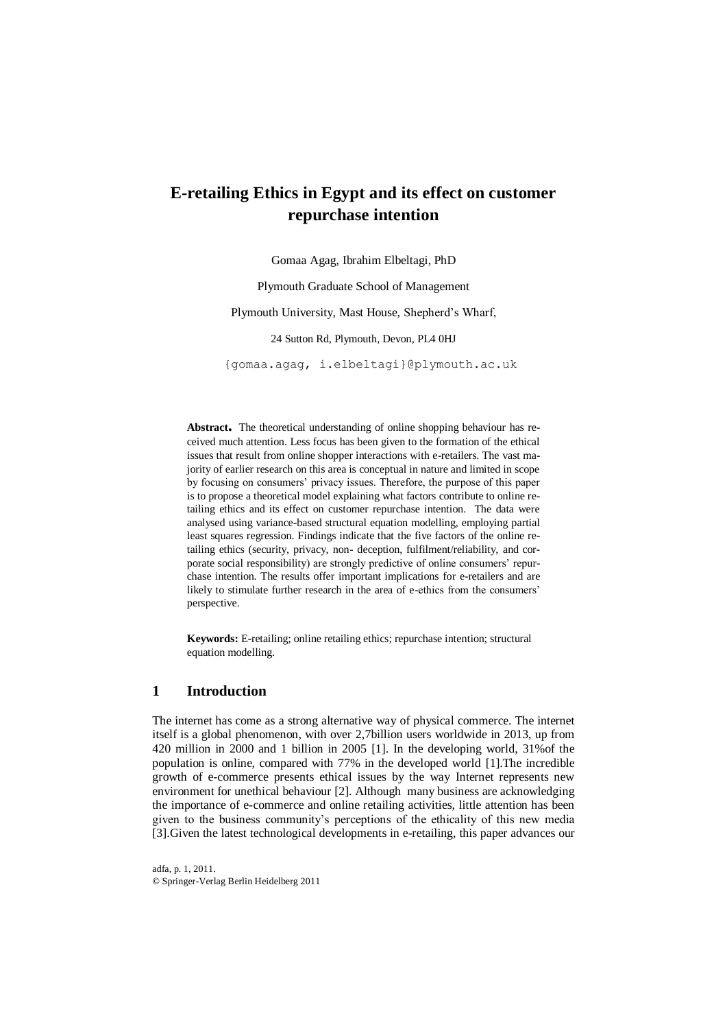# E-retailing Ethics in Egypt and its effect on customer repurchase intention

Gomaa Agag, Ibrahim Elbeltagi, PhD

Plymouth Graduate School of Management

Plymouth University, Mast House, Shepherd's Wharf,

24 Sutton Rd, Plymouth, Devon, PL4 0HJ

{gomaa.agag, i.elbeltagi}@plymouth.ac.uk

**Abstract.** The theoretical understanding of online shopping behaviour has received much attention. Less focus has been given to the formation of the ethical issues that result from online shopper interactions with e-retailers. The vast majority of earlier research on this area is conceptual in nature and limited in scope by focusing on consumers' privacy issues. Therefore, the purpose of this paper is to propose a theoretical model explaining what factors contribute to online retailing ethics and its effect on customer repurchase intention. The data were analysed using variance-based structural equation modelling, employing partial least squares regression. Findings indicate that the five factors of the online retailing ethics (security, privacy, non- deception, fulfilment/reliability, and corporate social responsibility) are strongly predictive of online consumers' repurchase intention. The results offer important implications for e-retailers and are likely to stimulate further research in the area of e-ethics from the consumers' perspective.

**Keywords:** E-retailing; online retailing ethics; repurchase intention; structural equation modelling.

## 1 Introduction

The internet has come as a strong alternative way of physical commerce. The internet itself is a global phenomenon, with over 2,7billion users worldwide in 2013, up from 420 million in 2000 and 1 billion in 2005 [1]. In the developing world, 31%of the population is online, compared with 77% in the developed world [1].The incredible growth of e-commerce presents ethical issues by the way Internet represents new environment for unethical behaviour [2]. Although many business are acknowledging the importance of e-commerce and online retailing activities, little attention has been given to the business community's perceptions of the ethicality of this new media [3].Given the latest technological developments in e-retailing, this paper advances our

adfa, p. 1, 2011.
© Springer-Verlag Berlin Heidelberg 2011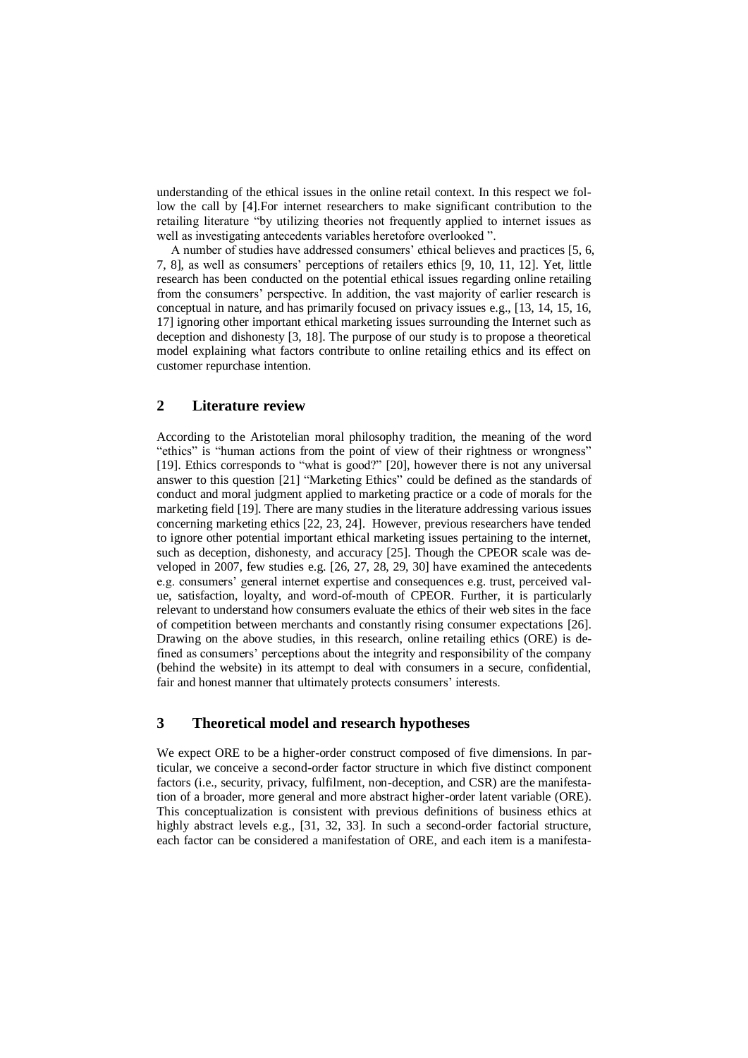understanding of the ethical issues in the online retail context. In this respect we follow the call by [4].For internet researchers to make significant contribution to the retailing literature "by utilizing theories not frequently applied to internet issues as well as investigating antecedents variables heretofore overlooked ".

A number of studies have addressed consumers' ethical believes and practices [5, 6, 7, 8], as well as consumers' perceptions of retailers ethics [9, 10, 11, 12]. Yet, little research has been conducted on the potential ethical issues regarding online retailing from the consumers' perspective. In addition, the vast majority of earlier research is conceptual in nature, and has primarily focused on privacy issues e.g., [13, 14, 15, 16, 17] ignoring other important ethical marketing issues surrounding the Internet such as deception and dishonesty [3, 18]. The purpose of our study is to propose a theoretical model explaining what factors contribute to online retailing ethics and its effect on customer repurchase intention.

## 2 Literature review

According to the Aristotelian moral philosophy tradition, the meaning of the word "ethics" is "human actions from the point of view of their rightness or wrongness" [19]. Ethics corresponds to "what is good?" [20], however there is not any universal answer to this question [21] "Marketing Ethics" could be defined as the standards of conduct and moral judgment applied to marketing practice or a code of morals for the marketing field [19]. There are many studies in the literature addressing various issues concerning marketing ethics [22, 23, 24]. However, previous researchers have tended to ignore other potential important ethical marketing issues pertaining to the internet, such as deception, dishonesty, and accuracy [25]. Though the CPEOR scale was developed in 2007, few studies e.g. [26, 27, 28, 29, 30] have examined the antecedents e.g. consumers' general internet expertise and consequences e.g. trust, perceived value, satisfaction, loyalty, and word-of-mouth of CPEOR. Further, it is particularly relevant to understand how consumers evaluate the ethics of their web sites in the face of competition between merchants and constantly rising consumer expectations [26]. Drawing on the above studies, in this research, online retailing ethics (ORE) is defined as consumers' perceptions about the integrity and responsibility of the company (behind the website) in its attempt to deal with consumers in a secure, confidential, fair and honest manner that ultimately protects consumers' interests.

## 3 Theoretical model and research hypotheses

We expect ORE to be a higher-order construct composed of five dimensions. In particular, we conceive a second-order factor structure in which five distinct component factors (i.e., security, privacy, fulfilment, non-deception, and CSR) are the manifestation of a broader, more general and more abstract higher-order latent variable (ORE). This conceptualization is consistent with previous definitions of business ethics at highly abstract levels e.g., [31, 32, 33]. In such a second-order factorial structure, each factor can be considered a manifestation of ORE, and each item is a manifesta-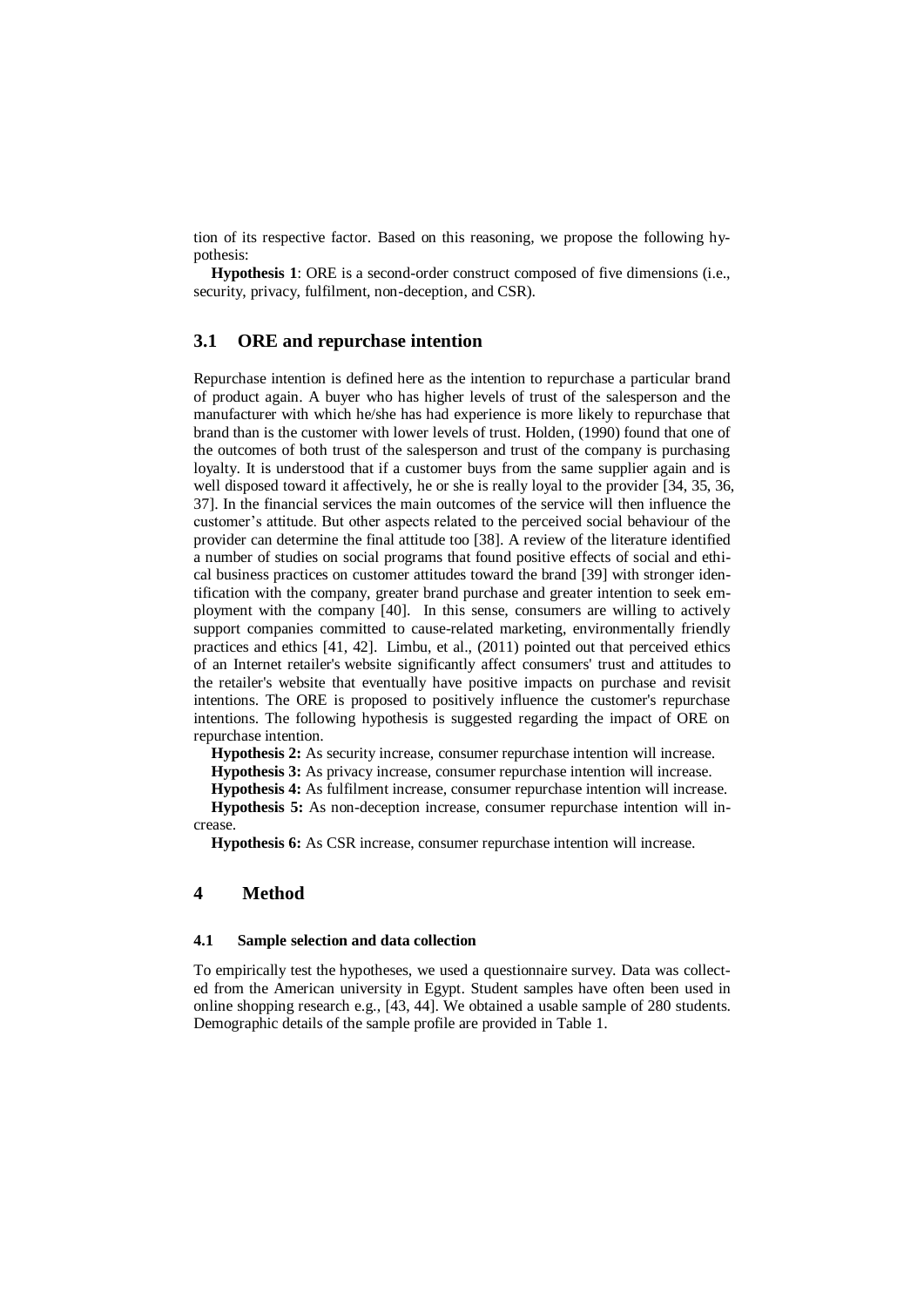tion of its respective factor. Based on this reasoning, we propose the following hypothesis:

**Hypothesis 1**: ORE is a second-order construct composed of five dimensions (i.e., security, privacy, fulfilment, non-deception, and CSR).

## 3.1 ORE and repurchase intention

Repurchase intention is defined here as the intention to repurchase a particular brand of product again. A buyer who has higher levels of trust of the salesperson and the manufacturer with which he/she has had experience is more likely to repurchase that brand than is the customer with lower levels of trust. Holden, (1990) found that one of the outcomes of both trust of the salesperson and trust of the company is purchasing loyalty. It is understood that if a customer buys from the same supplier again and is well disposed toward it affectively, he or she is really loyal to the provider [34, 35, 36, 37]. In the financial services the main outcomes of the service will then influence the customer's attitude. But other aspects related to the perceived social behaviour of the provider can determine the final attitude too [38]. A review of the literature identified a number of studies on social programs that found positive effects of social and ethical business practices on customer attitudes toward the brand [39] with stronger identification with the company, greater brand purchase and greater intention to seek employment with the company [40]. In this sense, consumers are willing to actively support companies committed to cause-related marketing, environmentally friendly practices and ethics [41, 42]. Limbu, et al., (2011) pointed out that perceived ethics of an Internet retailer's website significantly affect consumers' trust and attitudes to the retailer's website that eventually have positive impacts on purchase and revisit intentions. The ORE is proposed to positively influence the customer's repurchase intentions. The following hypothesis is suggested regarding the impact of ORE on repurchase intention.

**Hypothesis 2:** As security increase, consumer repurchase intention will increase.

**Hypothesis 3:** As privacy increase, consumer repurchase intention will increase.

**Hypothesis 4:** As fulfilment increase, consumer repurchase intention will increase.

**Hypothesis 5:** As non-deception increase, consumer repurchase intention will increase.

**Hypothesis 6:** As CSR increase, consumer repurchase intention will increase.

# 4 Method

### 4.1 Sample selection and data collection

To empirically test the hypotheses, we used a questionnaire survey. Data was collected from the American university in Egypt. Student samples have often been used in online shopping research e.g., [43, 44]. We obtained a usable sample of 280 students. Demographic details of the sample profile are provided in Table 1.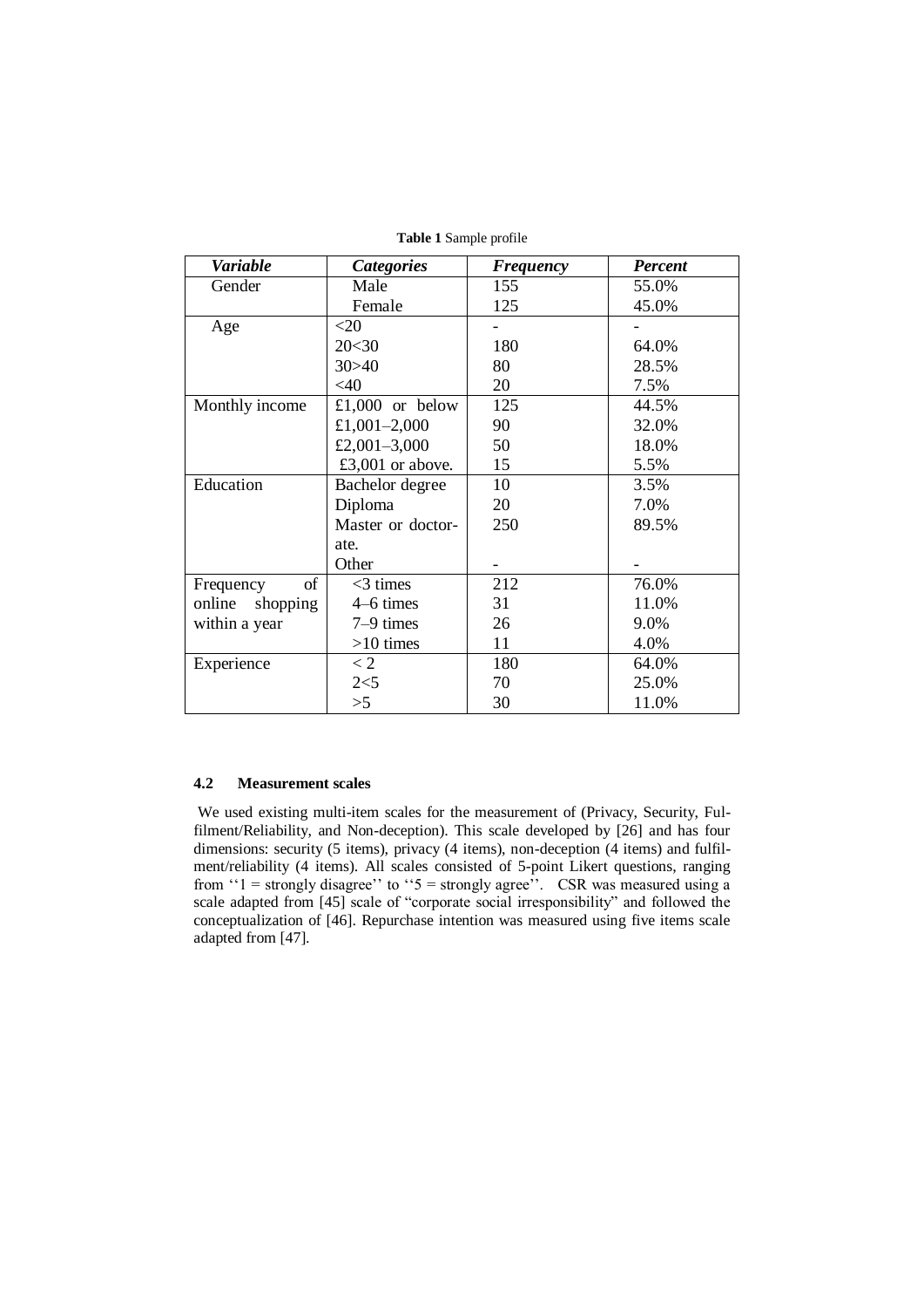**Table 1** Sample profile

| *Variable* | *Categories* | *Frequency* | *Percent* |
|---|---|---|---|
| Gender | Male | 155 | 55.0% |
| | Female | 125 | 45.0% |
| Age | <20 | - | - |
| | 20<30 | 180 | 64.0% |
| | 30>40 | 80 | 28.5% |
| | <40 | 20 | 7.5% |
| Monthly income | £1,000 or below | 125 | 44.5% |
| | £1,001–2,000 | 90 | 32.0% |
| | £2,001–3,000 | 50 | 18.0% |
| | £3,001 or above. | 15 | 5.5% |
| Education | Bachelor degree | 10 | 3.5% |
| | Diploma | 20 | 7.0% |
| | Master or doctorate. | 250 | 89.5% |
| | Other | - | - |
| Frequency of online shopping within a year | <3 times | 212 | 76.0% |
| | 4–6 times | 31 | 11.0% |
| | 7–9 times | 26 | 9.0% |
| | >10 times | 11 | 4.0% |
| Experience | < 2 | 180 | 64.0% |
| | 2<5 | 70 | 25.0% |
| | >5 | 30 | 11.0% |

### 4.2 Measurement scales

We used existing multi-item scales for the measurement of (Privacy, Security, Fulfilment/Reliability, and Non-deception). This scale developed by [26] and has four dimensions: security (5 items), privacy (4 items), non-deception (4 items) and fulfilment/reliability (4 items). All scales consisted of 5-point Likert questions, ranging from ''1 = strongly disagree'' to ''5 = strongly agree''. CSR was measured using a scale adapted from [45] scale of "corporate social irresponsibility" and followed the conceptualization of [46]. Repurchase intention was measured using five items scale adapted from [47].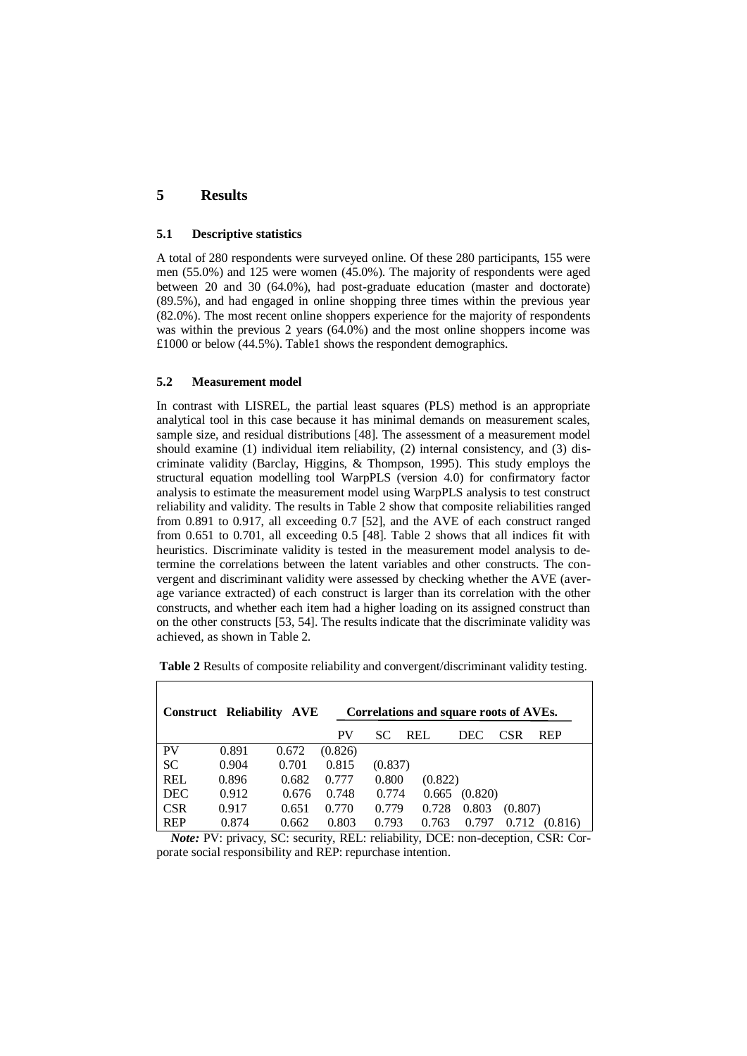# 5 Results

## 5.1 Descriptive statistics

A total of 280 respondents were surveyed online. Of these 280 participants, 155 were men (55.0%) and 125 were women (45.0%). The majority of respondents were aged between 20 and 30 (64.0%), had post-graduate education (master and doctorate) (89.5%), and had engaged in online shopping three times within the previous year (82.0%). The most recent online shoppers experience for the majority of respondents was within the previous 2 years (64.0%) and the most online shoppers income was £1000 or below (44.5%). Table1 shows the respondent demographics.

## 5.2 Measurement model

In contrast with LISREL, the partial least squares (PLS) method is an appropriate analytical tool in this case because it has minimal demands on measurement scales, sample size, and residual distributions [48]. The assessment of a measurement model should examine (1) individual item reliability, (2) internal consistency, and (3) discriminate validity (Barclay, Higgins, & Thompson, 1995). This study employs the structural equation modelling tool WarpPLS (version 4.0) for confirmatory factor analysis to estimate the measurement model using WarpPLS analysis to test construct reliability and validity. The results in Table 2 show that composite reliabilities ranged from 0.891 to 0.917, all exceeding 0.7 [52], and the AVE of each construct ranged from 0.651 to 0.701, all exceeding 0.5 [48]. Table 2 shows that all indices fit with heuristics. Discriminate validity is tested in the measurement model analysis to determine the correlations between the latent variables and other constructs. The convergent and discriminant validity were assessed by checking whether the AVE (average variance extracted) of each construct is larger than its correlation with the other constructs, and whether each item had a higher loading on its assigned construct than on the other constructs [53, 54]. The results indicate that the discriminate validity was achieved, as shown in Table 2.

**Table 2** Results of composite reliability and convergent/discriminant validity testing.

| Construct | Reliability | AVE | Correlations and square roots of AVEs. | | | | | |
|---|---|---|---|---|---|---|---|---|
| | | | PV | SC | REL | DEC | CSR | REP |
| PV | 0.891 | 0.672 | (0.826) | | | | | |
| SC | 0.904 | 0.701 | 0.815 | (0.837) | | | | |
| REL | 0.896 | 0.682 | 0.777 | 0.800 | (0.822) | | | |
| DEC | 0.912 | 0.676 | 0.748 | 0.774 | 0.665 | (0.820) | | |
| CSR | 0.917 | 0.651 | 0.770 | 0.779 | 0.728 | 0.803 | (0.807) | |
| REP | 0.874 | 0.662 | 0.803 | 0.793 | 0.763 | 0.797 | 0.712 | (0.816) |

***Note:*** PV: privacy, SC: security, REL: reliability, DCE: non-deception, CSR: Corporate social responsibility and REP: repurchase intention.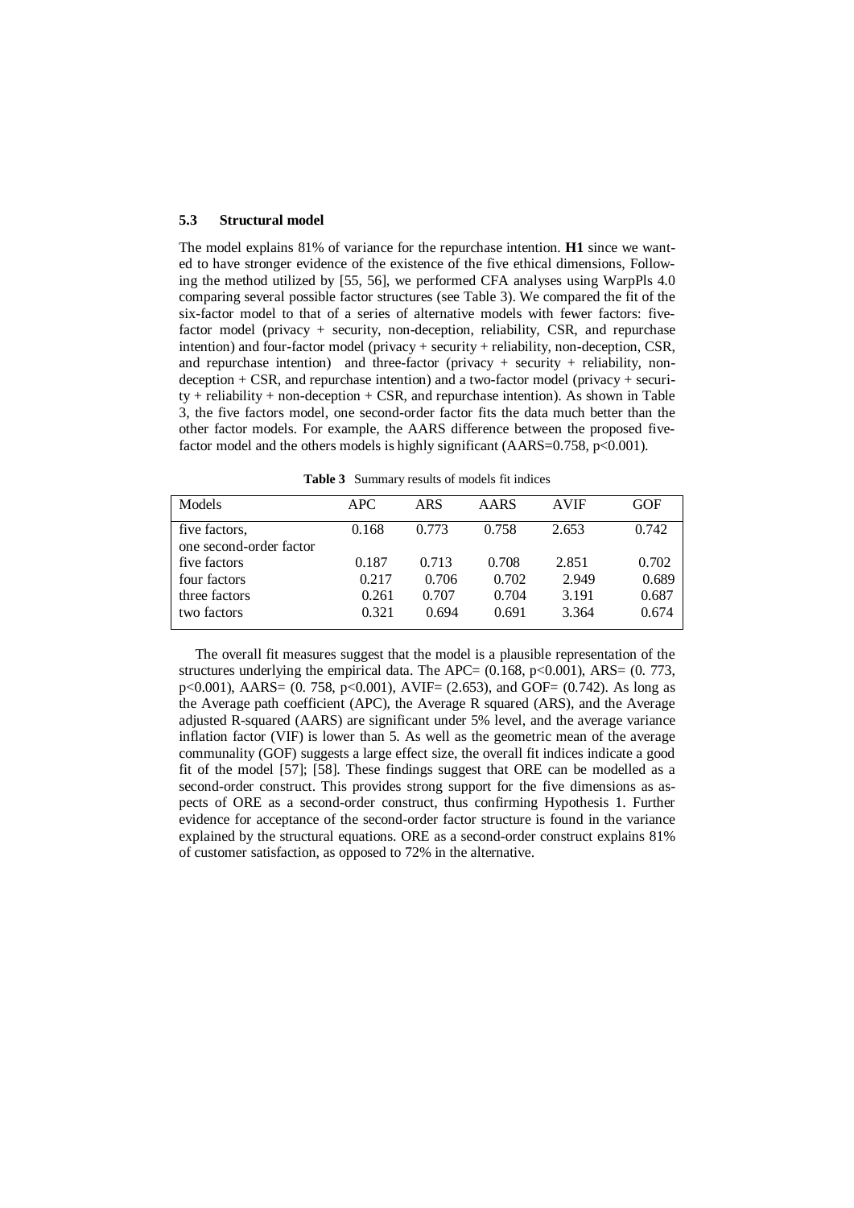### 5.3 Structural model

The model explains 81% of variance for the repurchase intention. **H1** since we wanted to have stronger evidence of the existence of the five ethical dimensions, Following the method utilized by [55, 56], we performed CFA analyses using WarpPls 4.0 comparing several possible factor structures (see Table 3). We compared the fit of the six-factor model to that of a series of alternative models with fewer factors: five-factor model (privacy + security, non-deception, reliability, CSR, and repurchase intention) and four-factor model (privacy + security + reliability, non-deception, CSR, and repurchase intention) and three-factor (privacy + security + reliability, non-deception + CSR, and repurchase intention) and a two-factor model (privacy + security + reliability + non-deception + CSR, and repurchase intention). As shown in Table 3, the five factors model, one second-order factor fits the data much better than the other factor models. For example, the AARS difference between the proposed five-factor model and the others models is highly significant (AARS=0.758, p<0.001).

**Table 3** Summary results of models fit indices

| Models | APC | ARS | AARS | AVIF | GOF |
|---|---|---|---|---|---|
| five factors, one second-order factor | 0.168 | 0.773 | 0.758 | 2.653 | 0.742 |
| five factors | 0.187 | 0.713 | 0.708 | 2.851 | 0.702 |
| four factors | 0.217 | 0.706 | 0.702 | 2.949 | 0.689 |
| three factors | 0.261 | 0.707 | 0.704 | 3.191 | 0.687 |
| two factors | 0.321 | 0.694 | 0.691 | 3.364 | 0.674 |

The overall fit measures suggest that the model is a plausible representation of the structures underlying the empirical data. The APC= (0.168, p<0.001), ARS= (0. 773, p<0.001), AARS= (0. 758, p<0.001), AVIF= (2.653), and GOF= (0.742). As long as the Average path coefficient (APC), the Average R squared (ARS), and the Average adjusted R-squared (AARS) are significant under 5% level, and the average variance inflation factor (VIF) is lower than 5. As well as the geometric mean of the average communality (GOF) suggests a large effect size, the overall fit indices indicate a good fit of the model [57]; [58]. These findings suggest that ORE can be modelled as a second-order construct. This provides strong support for the five dimensions as aspects of ORE as a second-order construct, thus confirming Hypothesis 1. Further evidence for acceptance of the second-order factor structure is found in the variance explained by the structural equations. ORE as a second-order construct explains 81% of customer satisfaction, as opposed to 72% in the alternative.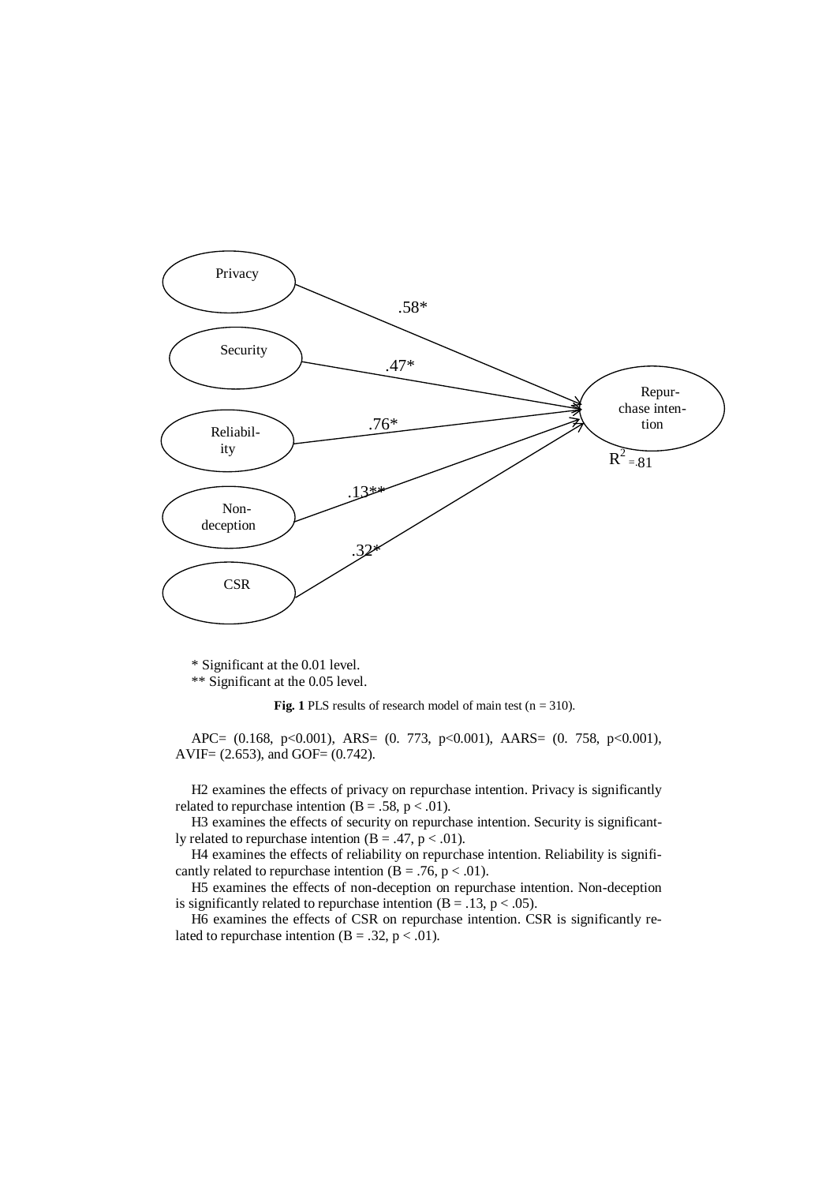* Significant at the 0.01 level.

** Significant at the 0.05 level.

**Fig. 1** PLS results of research model of main test (n = 310).

APC= (0.168, p<0.001), ARS= (0. 773, p<0.001), AARS= (0. 758, p<0.001), AVIF= (2.653), and GOF= (0.742).

H2 examines the effects of privacy on repurchase intention. Privacy is significantly related to repurchase intention (B = .58, $p < .01$).

H3 examines the effects of security on repurchase intention. Security is significantly related to repurchase intention (B = .47, $p < .01$).

H4 examines the effects of reliability on repurchase intention. Reliability is significantly related to repurchase intention (B = .76, $p < .01$).

H5 examines the effects of non-deception on repurchase intention. Non-deception is significantly related to repurchase intention (B = .13, $p < .05$).

H6 examines the effects of CSR on repurchase intention. CSR is significantly related to repurchase intention (B = .32, $p < .01$).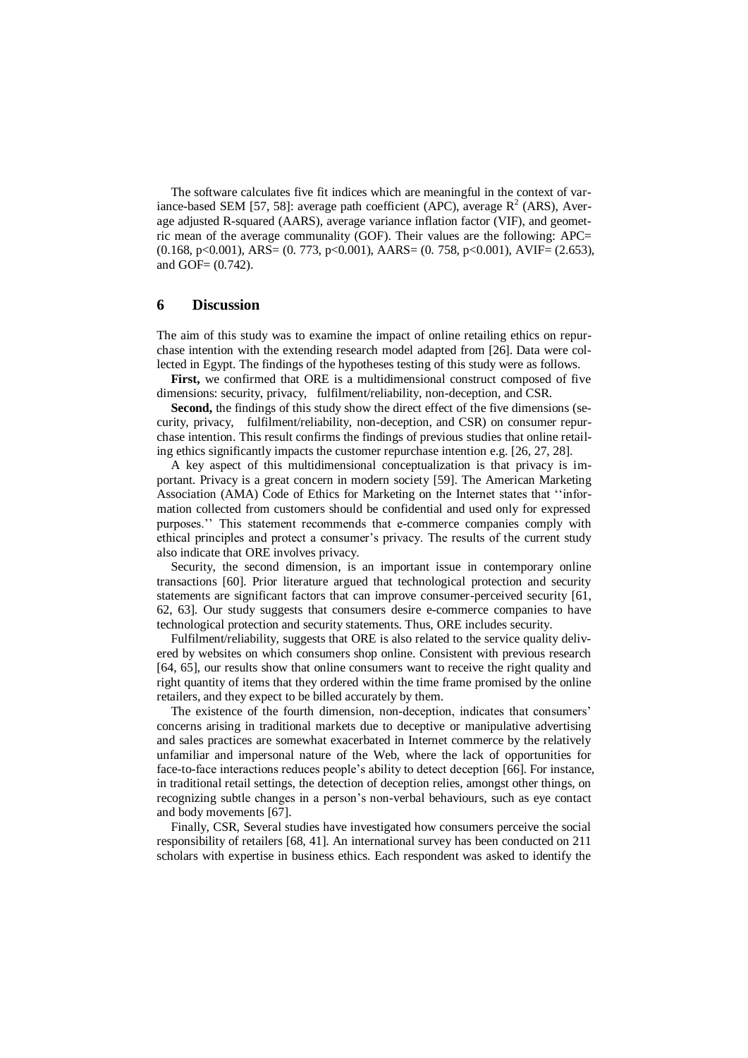The software calculates five fit indices which are meaningful in the context of variance-based SEM [57, 58]: average path coefficient (APC), average $R^2$ (ARS), Average adjusted R-squared (AARS), average variance inflation factor (VIF), and geometric mean of the average communality (GOF). Their values are the following: APC= (0.168, $p<0.001$), ARS= (0. 773, $p<0.001$), AARS= (0. 758, $p<0.001$), AVIF= (2.653), and GOF= (0.742).

## 6 Discussion

The aim of this study was to examine the impact of online retailing ethics on repurchase intention with the extending research model adapted from [26]. Data were collected in Egypt. The findings of the hypotheses testing of this study were as follows.

**First,** we confirmed that ORE is a multidimensional construct composed of five dimensions: security, privacy, fulfilment/reliability, non-deception, and CSR.

**Second,** the findings of this study show the direct effect of the five dimensions (security, privacy, fulfilment/reliability, non-deception, and CSR) on consumer repurchase intention. This result confirms the findings of previous studies that online retailing ethics significantly impacts the customer repurchase intention e.g. [26, 27, 28].

A key aspect of this multidimensional conceptualization is that privacy is important. Privacy is a great concern in modern society [59]. The American Marketing Association (AMA) Code of Ethics for Marketing on the Internet states that ''information collected from customers should be confidential and used only for expressed purposes.'' This statement recommends that e-commerce companies comply with ethical principles and protect a consumer's privacy. The results of the current study also indicate that ORE involves privacy.

Security, the second dimension, is an important issue in contemporary online transactions [60]. Prior literature argued that technological protection and security statements are significant factors that can improve consumer-perceived security [61, 62, 63]. Our study suggests that consumers desire e-commerce companies to have technological protection and security statements. Thus, ORE includes security.

Fulfilment/reliability, suggests that ORE is also related to the service quality delivered by websites on which consumers shop online. Consistent with previous research [64, 65], our results show that online consumers want to receive the right quality and right quantity of items that they ordered within the time frame promised by the online retailers, and they expect to be billed accurately by them.

The existence of the fourth dimension, non-deception, indicates that consumers' concerns arising in traditional markets due to deceptive or manipulative advertising and sales practices are somewhat exacerbated in Internet commerce by the relatively unfamiliar and impersonal nature of the Web, where the lack of opportunities for face-to-face interactions reduces people's ability to detect deception [66]. For instance, in traditional retail settings, the detection of deception relies, amongst other things, on recognizing subtle changes in a person's non-verbal behaviours, such as eye contact and body movements [67].

Finally, CSR, Several studies have investigated how consumers perceive the social responsibility of retailers [68, 41]. An international survey has been conducted on 211 scholars with expertise in business ethics. Each respondent was asked to identify the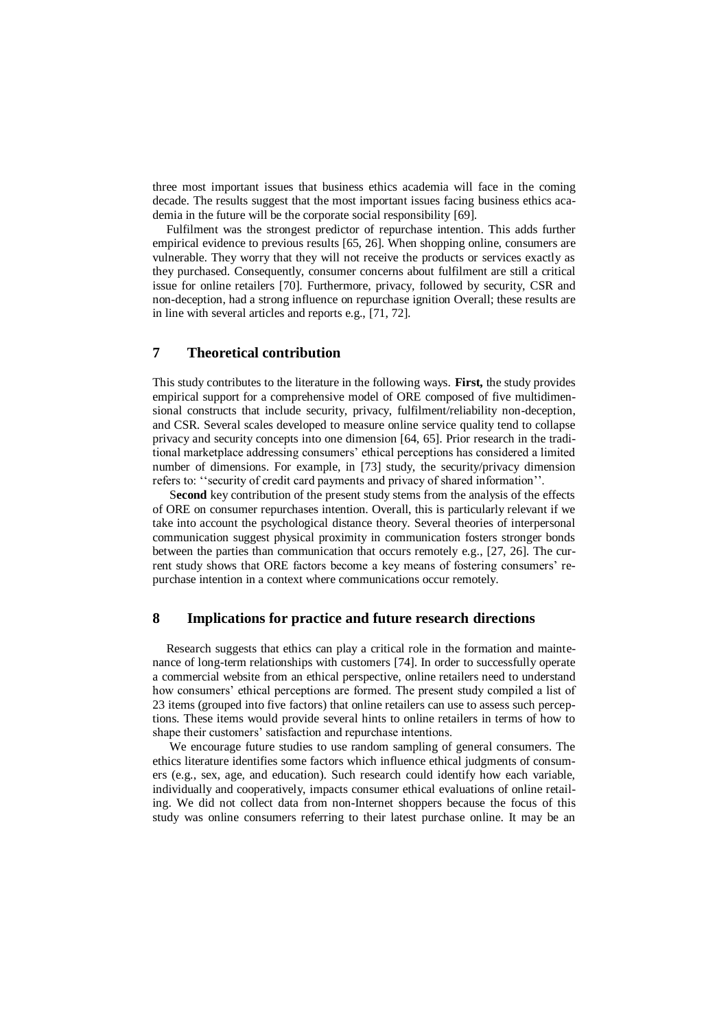three most important issues that business ethics academia will face in the coming decade. The results suggest that the most important issues facing business ethics academia in the future will be the corporate social responsibility [69].

Fulfilment was the strongest predictor of repurchase intention. This adds further empirical evidence to previous results [65, 26]. When shopping online, consumers are vulnerable. They worry that they will not receive the products or services exactly as they purchased. Consequently, consumer concerns about fulfilment are still a critical issue for online retailers [70]. Furthermore, privacy, followed by security, CSR and non-deception, had a strong influence on repurchase ignition Overall; these results are in line with several articles and reports e.g., [71, 72].

## 7 Theoretical contribution

This study contributes to the literature in the following ways. **First,** the study provides empirical support for a comprehensive model of ORE composed of five multidimensional constructs that include security, privacy, fulfilment/reliability non-deception, and CSR. Several scales developed to measure online service quality tend to collapse privacy and security concepts into one dimension [64, 65]. Prior research in the traditional marketplace addressing consumers' ethical perceptions has considered a limited number of dimensions. For example, in [73] study, the security/privacy dimension refers to: ''security of credit card payments and privacy of shared information''.

S**econd** key contribution of the present study stems from the analysis of the effects of ORE on consumer repurchases intention. Overall, this is particularly relevant if we take into account the psychological distance theory. Several theories of interpersonal communication suggest physical proximity in communication fosters stronger bonds between the parties than communication that occurs remotely e.g., [27, 26]. The current study shows that ORE factors become a key means of fostering consumers' repurchase intention in a context where communications occur remotely.

## 8 Implications for practice and future research directions

Research suggests that ethics can play a critical role in the formation and maintenance of long-term relationships with customers [74]. In order to successfully operate a commercial website from an ethical perspective, online retailers need to understand how consumers' ethical perceptions are formed. The present study compiled a list of 23 items (grouped into five factors) that online retailers can use to assess such perceptions. These items would provide several hints to online retailers in terms of how to shape their customers' satisfaction and repurchase intentions.

We encourage future studies to use random sampling of general consumers. The ethics literature identifies some factors which influence ethical judgments of consumers (e.g., sex, age, and education). Such research could identify how each variable, individually and cooperatively, impacts consumer ethical evaluations of online retailing. We did not collect data from non-Internet shoppers because the focus of this study was online consumers referring to their latest purchase online. It may be an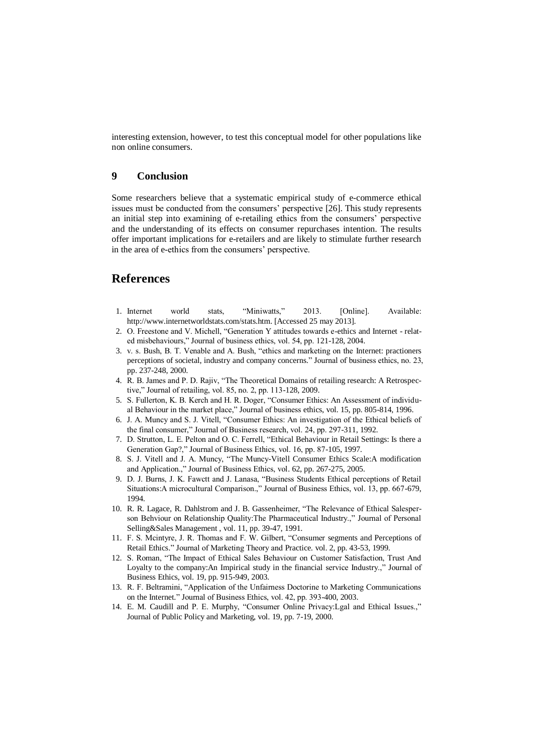interesting extension, however, to test this conceptual model for other populations like non online consumers.

## 9 Conclusion

Some researchers believe that a systematic empirical study of e-commerce ethical issues must be conducted from the consumers' perspective [26]. This study represents an initial step into examining of e-retailing ethics from the consumers' perspective and the understanding of its effects on consumer repurchases intention. The results offer important implications for e-retailers and are likely to stimulate further research in the area of e-ethics from the consumers' perspective.

# References

1. Internet world stats, "Miniwatts," 2013. [Online]. Available: http://www.internetworldstats.com/stats.htm. [Accessed 25 may 2013].
2. O. Freestone and V. Michell, "Generation Y attitudes towards e-ethics and Internet - related misbehaviours," Journal of business ethics, vol. 54, pp. 121-128, 2004.
3. v. s. Bush, B. T. Venable and A. Bush, "ethics and marketing on the Internet: practioners perceptions of societal, industry and company concerns." Journal of business ethics, no. 23, pp. 237-248, 2000.
4. R. B. James and P. D. Rajiv, "The Theoretical Domains of retailing research: A Retrospective," Journal of retailing, vol. 85, no. 2, pp. 113-128, 2009.
5. S. Fullerton, K. B. Kerch and H. R. Doger, "Consumer Ethics: An Assessment of individual Behaviour in the market place," Journal of business ethics, vol. 15, pp. 805-814, 1996.
6. J. A. Muncy and S. J. Vitell, "Consumer Ethics: An investigation of the Ethical beliefs of the final consumer," Journal of Business research, vol. 24, pp. 297-311, 1992.
7. D. Strutton, L. E. Pelton and O. C. Ferrell, "Ethical Behaviour in Retail Settings: Is there a Generation Gap?," Journal of Business Ethics, vol. 16, pp. 87-105, 1997.
8. S. J. Vitell and J. A. Muncy, "The Muncy-Vitell Consumer Ethics Scale:A modification and Application.," Journal of Business Ethics, vol. 62, pp. 267-275, 2005.
9. D. J. Burns, J. K. Fawctt and J. Lanasa, "Business Students Ethical perceptions of Retail Situations:A microcultural Comparison.," Journal of Business Ethics, vol. 13, pp. 667-679, 1994.
10. R. R. Lagace, R. Dahlstrom and J. B. Gassenheimer, "The Relevance of Ethical Salesperson Behviour on Relationship Quality:The Pharmaceutical Industry.," Journal of Personal Selling&Sales Management , vol. 11, pp. 39-47, 1991.
11. F. S. Mcintyre, J. R. Thomas and F. W. Gilbert, "Consumer segments and Perceptions of Retail Ethics." Journal of Marketing Theory and Practice. vol. 2, pp. 43-53, 1999.
12. S. Roman, "The Impact of Ethical Sales Behaviour on Customer Satisfaction, Trust And Loyalty to the company:An Impirical study in the financial service Industry.," Journal of Business Ethics, vol. 19, pp. 915-949, 2003.
13. R. F. Beltramini, "Application of the Unfairness Doctorine to Marketing Communications on the Internet." Journal of Business Ethics, vol. 42, pp. 393-400, 2003.
14. E. M. Caudill and P. E. Murphy, "Consumer Online Privacy:Lgal and Ethical Issues.," Journal of Public Policy and Marketing, vol. 19, pp. 7-19, 2000.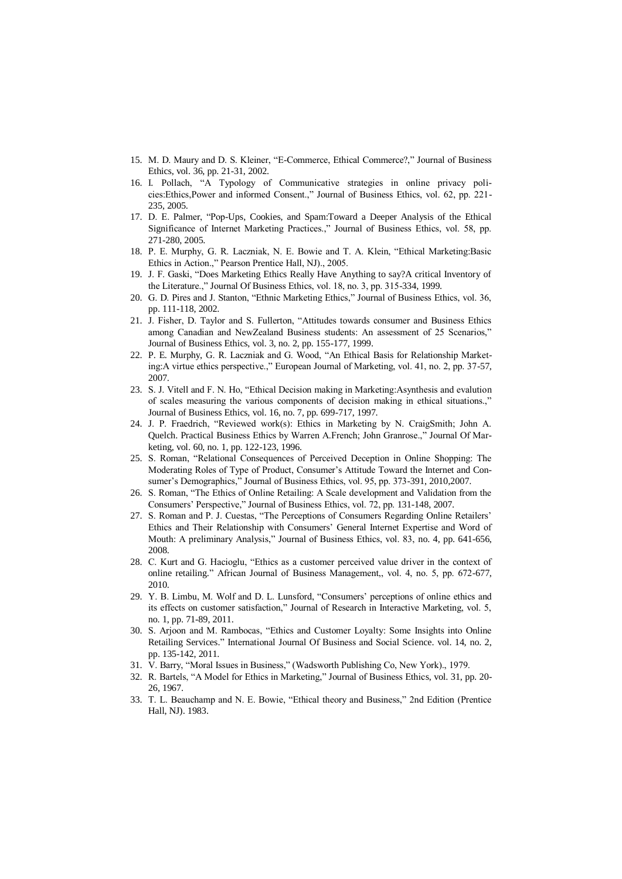15. M. D. Maury and D. S. Kleiner, "E-Commerce, Ethical Commerce?," Journal of Business Ethics, vol. 36, pp. 21-31, 2002.
16. I. Pollach, "A Typology of Communicative strategies in online privacy policies:Ethics,Power and informed Consent.," Journal of Business Ethics, vol. 62, pp. 221-235, 2005.
17. D. E. Palmer, "Pop-Ups, Cookies, and Spam:Toward a Deeper Analysis of the Ethical Significance of Internet Marketing Practices.," Journal of Business Ethics, vol. 58, pp. 271-280, 2005.
18. P. E. Murphy, G. R. Laczniak, N. E. Bowie and T. A. Klein, "Ethical Marketing:Basic Ethics in Action.," Pearson Prentice Hall, NJ)., 2005.
19. J. F. Gaski, "Does Marketing Ethics Really Have Anything to say?A critical Inventory of the Literature.," Journal Of Business Ethics, vol. 18, no. 3, pp. 315-334, 1999.
20. G. D. Pires and J. Stanton, "Ethnic Marketing Ethics," Journal of Business Ethics, vol. 36, pp. 111-118, 2002.
21. J. Fisher, D. Taylor and S. Fullerton, "Attitudes towards consumer and Business Ethics among Canadian and NewZealand Business students: An assessment of 25 Scenarios," Journal of Business Ethics, vol. 3, no. 2, pp. 155-177, 1999.
22. P. E. Murphy, G. R. Laczniak and G. Wood, "An Ethical Basis for Relationship Marketing:A virtue ethics perspective.," European Journal of Marketing, vol. 41, no. 2, pp. 37-57, 2007.
23. S. J. Vitell and F. N. Ho, "Ethical Decision making in Marketing:Asynthesis and evalution of scales measuring the various components of decision making in ethical situations.," Journal of Business Ethics, vol. 16, no. 7, pp. 699-717, 1997.
24. J. P. Fraedrich, "Reviewed work(s): Ethics in Marketing by N. CraigSmith; John A. Quelch. Practical Business Ethics by Warren A.French; John Granrose.," Journal Of Marketing, vol. 60, no. 1, pp. 122-123, 1996.
25. S. Roman, "Relational Consequences of Perceived Deception in Online Shopping: The Moderating Roles of Type of Product, Consumer's Attitude Toward the Internet and Consumer's Demographics," Journal of Business Ethics, vol. 95, pp. 373-391, 2010,2007.
26. S. Roman, "The Ethics of Online Retailing: A Scale development and Validation from the Consumers' Perspective," Journal of Business Ethics, vol. 72, pp. 131-148, 2007.
27. S. Roman and P. J. Cuestas, "The Perceptions of Consumers Regarding Online Retailers' Ethics and Their Relationship with Consumers' General Internet Expertise and Word of Mouth: A preliminary Analysis," Journal of Business Ethics, vol. 83, no. 4, pp. 641-656, 2008.
28. C. Kurt and G. Hacioglu, "Ethics as a customer perceived value driver in the context of online retailing." African Journal of Business Management,, vol. 4, no. 5, pp. 672-677, 2010.
29. Y. B. Limbu, M. Wolf and D. L. Lunsford, "Consumers' perceptions of online ethics and its effects on customer satisfaction," Journal of Research in Interactive Marketing, vol. 5, no. 1, pp. 71-89, 2011.
30. S. Arjoon and M. Rambocas, "Ethics and Customer Loyalty: Some Insights into Online Retailing Services." International Journal Of Business and Social Science. vol. 14, no. 2, pp. 135-142, 2011.
31. V. Barry, "Moral Issues in Business," (Wadsworth Publishing Co, New York)., 1979.
32. R. Bartels, "A Model for Ethics in Marketing," Journal of Business Ethics, vol. 31, pp. 20-26, 1967.
33. T. L. Beauchamp and N. E. Bowie, "Ethical theory and Business," 2nd Edition (Prentice Hall, NJ). 1983.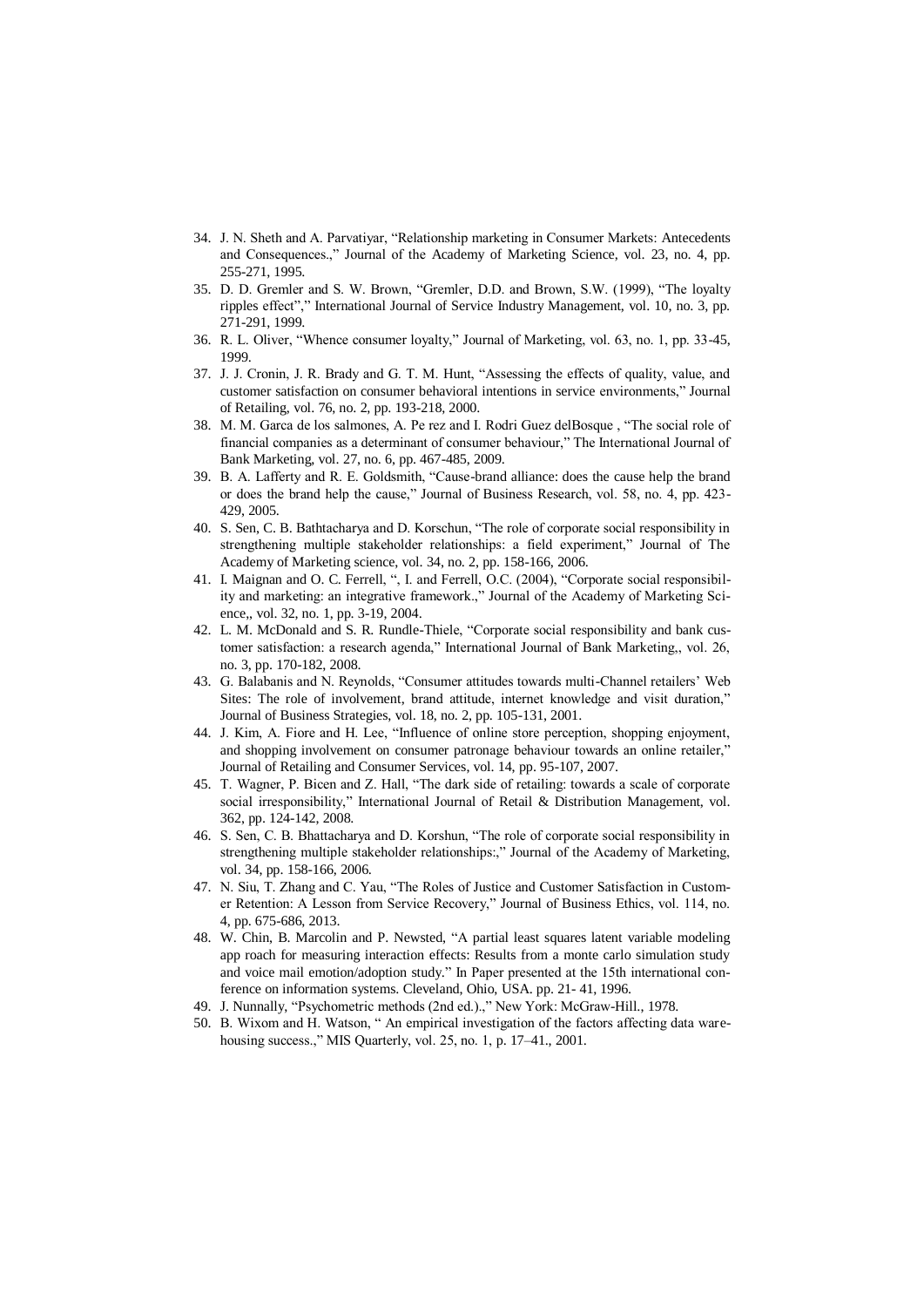34. J. N. Sheth and A. Parvatiyar, "Relationship marketing in Consumer Markets: Antecedents and Consequences.," Journal of the Academy of Marketing Science, vol. 23, no. 4, pp. 255-271, 1995.
35. D. D. Gremler and S. W. Brown, "Gremler, D.D. and Brown, S.W. (1999), "The loyalty ripples effect"," International Journal of Service Industry Management, vol. 10, no. 3, pp. 271-291, 1999.
36. R. L. Oliver, "Whence consumer loyalty," Journal of Marketing, vol. 63, no. 1, pp. 33-45, 1999.
37. J. J. Cronin, J. R. Brady and G. T. M. Hunt, "Assessing the effects of quality, value, and customer satisfaction on consumer behavioral intentions in service environments," Journal of Retailing, vol. 76, no. 2, pp. 193-218, 2000.
38. M. M. Garca de los salmones, A. Pe rez and I. Rodri Guez delBosque , "The social role of financial companies as a determinant of consumer behaviour," The International Journal of Bank Marketing, vol. 27, no. 6, pp. 467-485, 2009.
39. B. A. Lafferty and R. E. Goldsmith, "Cause-brand alliance: does the cause help the brand or does the brand help the cause," Journal of Business Research, vol. 58, no. 4, pp. 423-429, 2005.
40. S. Sen, C. B. Bathtacharya and D. Korschun, "The role of corporate social responsibility in strengthening multiple stakeholder relationships: a field experiment," Journal of The Academy of Marketing science, vol. 34, no. 2, pp. 158-166, 2006.
41. I. Maignan and O. C. Ferrell, ", I. and Ferrell, O.C. (2004), "Corporate social responsibility and marketing: an integrative framework.," Journal of the Academy of Marketing Science,, vol. 32, no. 1, pp. 3-19, 2004.
42. L. M. McDonald and S. R. Rundle-Thiele, "Corporate social responsibility and bank customer satisfaction: a research agenda," International Journal of Bank Marketing,, vol. 26, no. 3, pp. 170-182, 2008.
43. G. Balabanis and N. Reynolds, "Consumer attitudes towards multi-Channel retailers' Web Sites: The role of involvement, brand attitude, internet knowledge and visit duration," Journal of Business Strategies, vol. 18, no. 2, pp. 105-131, 2001.
44. J. Kim, A. Fiore and H. Lee, "Influence of online store perception, shopping enjoyment, and shopping involvement on consumer patronage behaviour towards an online retailer," Journal of Retailing and Consumer Services, vol. 14, pp. 95-107, 2007.
45. T. Wagner, P. Bicen and Z. Hall, "The dark side of retailing: towards a scale of corporate social irresponsibility," International Journal of Retail & Distribution Management, vol. 362, pp. 124-142, 2008.
46. S. Sen, C. B. Bhattacharya and D. Korshun, "The role of corporate social responsibility in strengthening multiple stakeholder relationships:," Journal of the Academy of Marketing, vol. 34, pp. 158-166, 2006.
47. N. Siu, T. Zhang and C. Yau, "The Roles of Justice and Customer Satisfaction in Customer Retention: A Lesson from Service Recovery," Journal of Business Ethics, vol. 114, no. 4, pp. 675-686, 2013.
48. W. Chin, B. Marcolin and P. Newsted, "A partial least squares latent variable modeling app roach for measuring interaction effects: Results from a monte carlo simulation study and voice mail emotion/adoption study." In Paper presented at the 15th international conference on information systems. Cleveland, Ohio, USA. pp. 21- 41, 1996.
49. J. Nunnally, "Psychometric methods (2nd ed.).," New York: McGraw-Hill., 1978.
50. B. Wixom and H. Watson, " An empirical investigation of the factors affecting data warehousing success.," MIS Quarterly, vol. 25, no. 1, p. 17–41., 2001.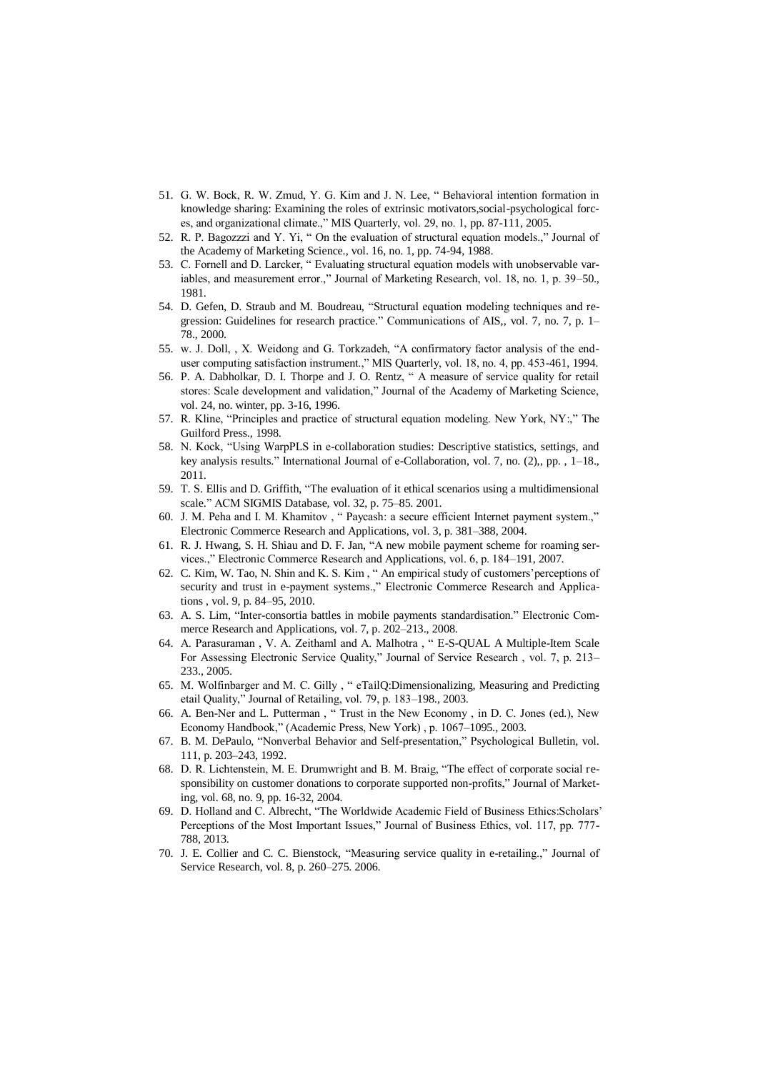51. G. W. Bock, R. W. Zmud, Y. G. Kim and J. N. Lee, " Behavioral intention formation in knowledge sharing: Examining the roles of extrinsic motivators,social-psychological forces, and organizational climate.," MIS Quarterly, vol. 29, no. 1, pp. 87-111, 2005.
52. R. P. Bagozzzi and Y. Yi, " On the evaluation of structural equation models.," Journal of the Academy of Marketing Science., vol. 16, no. 1, pp. 74-94, 1988.
53. C. Fornell and D. Larcker, " Evaluating structural equation models with unobservable variables, and measurement error.," Journal of Marketing Research, vol. 18, no. 1, p. 39–50., 1981.
54. D. Gefen, D. Straub and M. Boudreau, "Structural equation modeling techniques and regression: Guidelines for research practice." Communications of AIS,, vol. 7, no. 7, p. 1–78., 2000.
55. w. J. Doll, , X. Weidong and G. Torkzadeh, "A confirmatory factor analysis of the end-user computing satisfaction instrument.," MIS Quarterly, vol. 18, no. 4, pp. 453-461, 1994.
56. P. A. Dabholkar, D. I. Thorpe and J. O. Rentz, " A measure of service quality for retail stores: Scale development and validation," Journal of the Academy of Marketing Science, vol. 24, no. winter, pp. 3-16, 1996.
57. R. Kline, "Principles and practice of structural equation modeling. New York, NY:," The Guilford Press., 1998.
58. N. Kock, "Using WarpPLS in e-collaboration studies: Descriptive statistics, settings, and key analysis results." International Journal of e-Collaboration, vol. 7, no. (2),, pp. , 1–18., 2011.
59. T. S. Ellis and D. Griffith, "The evaluation of it ethical scenarios using a multidimensional scale." ACM SIGMIS Database, vol. 32, p. 75–85. 2001.
60. J. M. Peha and I. M. Khamitov , " Paycash: a secure efficient Internet payment system.," Electronic Commerce Research and Applications, vol. 3, p. 381–388, 2004.
61. R. J. Hwang, S. H. Shiau and D. F. Jan, "A new mobile payment scheme for roaming services.," Electronic Commerce Research and Applications, vol. 6, p. 184–191, 2007.
62. C. Kim, W. Tao, N. Shin and K. S. Kim , " An empirical study of customers'perceptions of security and trust in e-payment systems.," Electronic Commerce Research and Applications , vol. 9, p. 84–95, 2010.
63. A. S. Lim, "Inter-consortia battles in mobile payments standardisation." Electronic Commerce Research and Applications, vol. 7, p. 202–213., 2008.
64. A. Parasuraman , V. A. Zeithaml and A. Malhotra , " E-S-QUAL A Multiple-Item Scale For Assessing Electronic Service Quality," Journal of Service Research , vol. 7, p. 213–233., 2005.
65. M. Wolfinbarger and M. C. Gilly , " eTailQ:Dimensionalizing, Measuring and Predicting etail Quality," Journal of Retailing, vol. 79, p. 183–198., 2003.
66. A. Ben-Ner and L. Putterman , " Trust in the New Economy , in D. C. Jones (ed.), New Economy Handbook," (Academic Press, New York) , p. 1067–1095., 2003.
67. B. M. DePaulo, "Nonverbal Behavior and Self-presentation," Psychological Bulletin, vol. 111, p. 203–243, 1992.
68. D. R. Lichtenstein, M. E. Drumwright and B. M. Braig, "The effect of corporate social responsibility on customer donations to corporate supported non-profits," Journal of Marketing, vol. 68, no. 9, pp. 16-32, 2004.
69. D. Holland and C. Albrecht, "The Worldwide Academic Field of Business Ethics:Scholars' Perceptions of the Most Important Issues," Journal of Business Ethics, vol. 117, pp. 777-788, 2013.
70. J. E. Collier and C. C. Bienstock, "Measuring service quality in e-retailing.," Journal of Service Research, vol. 8, p. 260–275. 2006.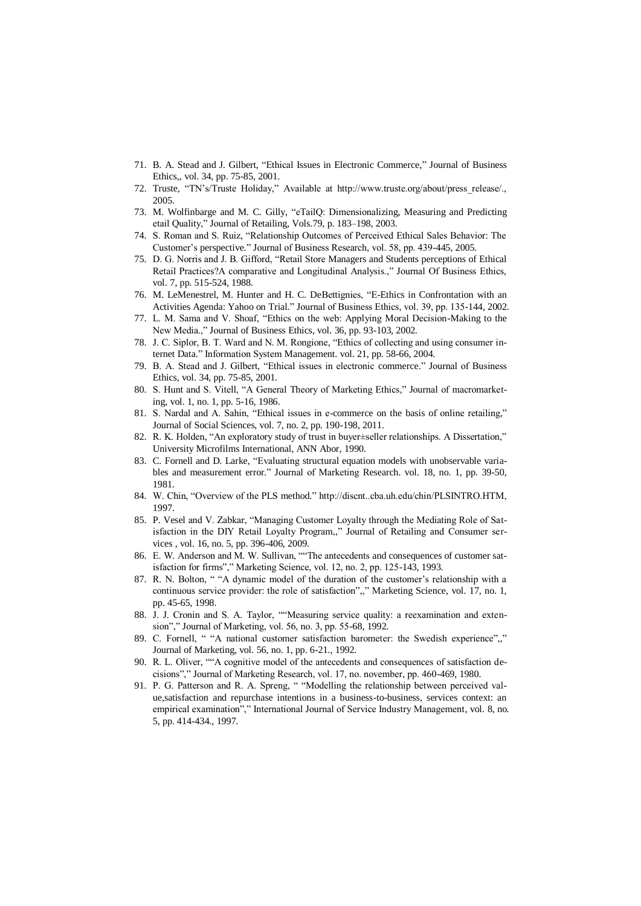71. B. A. Stead and J. Gilbert, "Ethical Issues in Electronic Commerce," Journal of Business Ethics,, vol. 34, pp. 75-85, 2001.
72. Truste, "TN's/Truste Holiday," Available at http://www.truste.org/about/press_release/., 2005.
73. M. Wolfinbarge and M. C. Gilly, "eTailQ: Dimensionalizing, Measuring and Predicting etail Quality," Journal of Retailing, Vols.79, p. 183–198, 2003.
74. S. Roman and S. Ruiz, "Relationship Outcomes of Perceived Ethical Sales Behavior: The Customer's perspective." Journal of Business Research, vol. 58, pp. 439-445, 2005.
75. D. G. Norris and J. B. Gifford, "Retail Store Managers and Students perceptions of Ethical Retail Practices?A comparative and Longitudinal Analysis.," Journal Of Business Ethics, vol. 7, pp. 515-524, 1988.
76. M. LeMenestrel, M. Hunter and H. C. DeBettignies, "E-Ethics in Confrontation with an Activities Agenda: Yahoo on Trial." Journal of Business Ethics, vol. 39, pp. 135-144, 2002.
77. L. M. Sama and V. Shoaf, "Ethics on the web: Applying Moral Decision-Making to the New Media.," Journal of Business Ethics, vol. 36, pp. 93-103, 2002.
78. J. C. Siplor, B. T. Ward and N. M. Rongione, "Ethics of collecting and using consumer internet Data." Information System Management. vol. 21, pp. 58-66, 2004.
79. B. A. Stead and J. Gilbert, "Ethical issues in electronic commerce." Journal of Business Ethics, vol. 34, pp. 75-85, 2001.
80. S. Hunt and S. Vitell, "A General Theory of Marketing Ethics," Journal of macromarketing, vol. 1, no. 1, pp. 5-16, 1986.
81. S. Nardal and A. Sahin, "Ethical issues in e-commerce on the basis of online retailing," Journal of Social Sciences, vol. 7, no. 2, pp. 190-198, 2011.
82. R. K. Holden, "An exploratory study of trust in buyer±seller relationships. A Dissertation," University Microfilms International, ANN Abor, 1990.
83. C. Fornell and D. Larke, "Evaluating structural equation models with unobservable variables and measurement error." Journal of Marketing Research. vol. 18, no. 1, pp. 39-50, 1981.
84. W. Chin, "Overview of the PLS method." http://discnt..cba.uh.edu/chin/PLSINTRO.HTM, 1997.
85. P. Vesel and V. Zabkar, "Managing Customer Loyalty through the Mediating Role of Satisfaction in the DIY Retail Loyalty Program,," Journal of Retailing and Consumer services , vol. 16, no. 5, pp. 396-406, 2009.
86. E. W. Anderson and M. W. Sullivan, ""The antecedents and consequences of customer satisfaction for firms"," Marketing Science, vol. 12, no. 2, pp. 125-143, 1993.
87. R. N. Bolton, " "A dynamic model of the duration of the customer's relationship with a continuous service provider: the role of satisfaction",," Marketing Science, vol. 17, no. 1, pp. 45-65, 1998.
88. J. J. Cronin and S. A. Taylor, ""Measuring service quality: a reexamination and extension"," Journal of Marketing, vol. 56, no. 3, pp. 55-68, 1992.
89. C. Fornell, " "A national customer satisfaction barometer: the Swedish experience",," Journal of Marketing, vol. 56, no. 1, pp. 6-21., 1992.
90. R. L. Oliver, ""A cognitive model of the antecedents and consequences of satisfaction decisions"," Journal of Marketing Research, vol. 17, no. november, pp. 460-469, 1980.
91. P. G. Patterson and R. A. Spreng, " "Modelling the relationship between perceived value,satisfaction and repurchase intentions in a business-to-business, services context: an empirical examination"," International Journal of Service Industry Management, vol. 8, no. 5, pp. 414-434., 1997.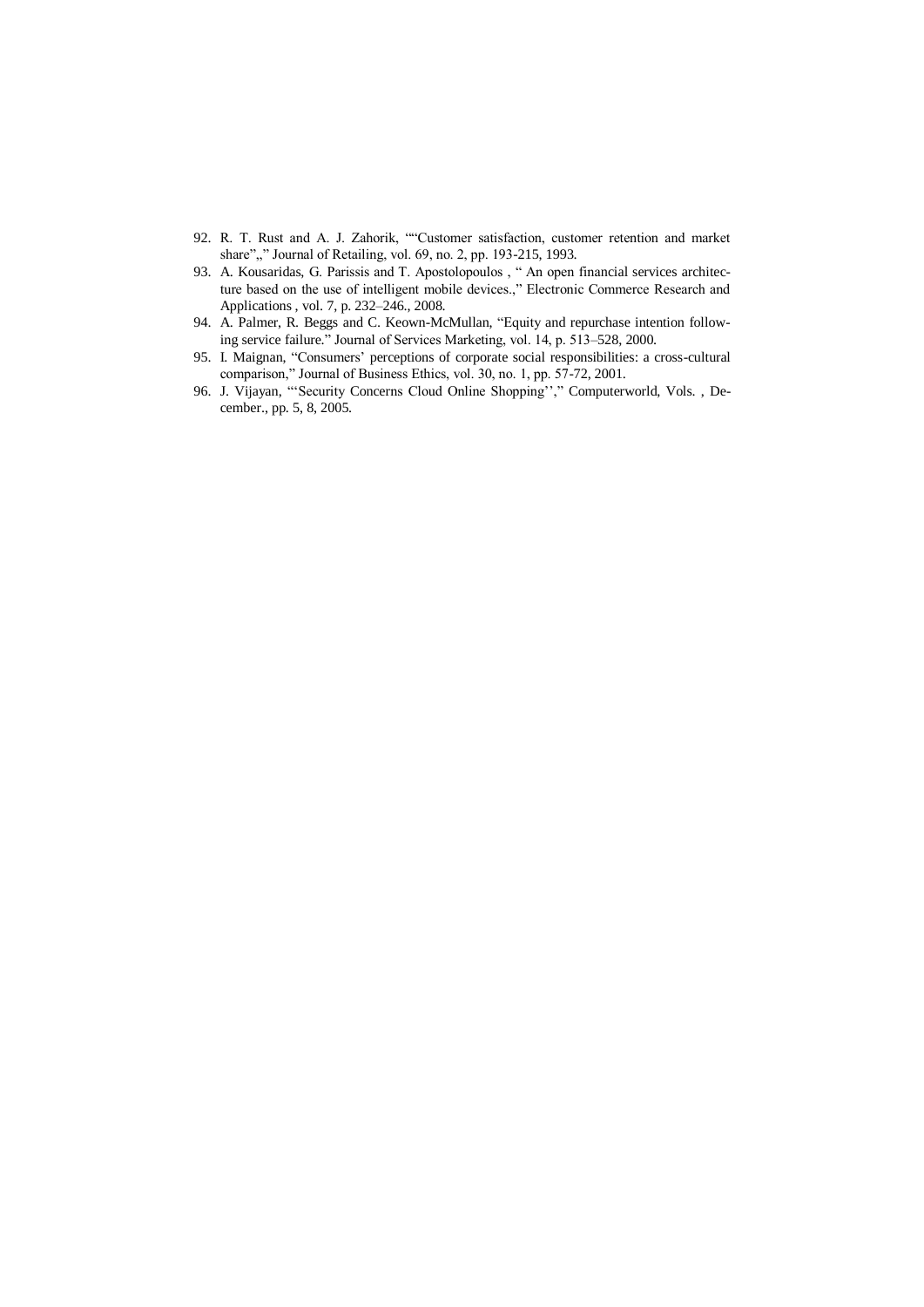92. R. T. Rust and A. J. Zahorik, "“Customer satisfaction, customer retention and market share”„" Journal of Retailing, vol. 69, no. 2, pp. 193-215, 1993.
93. A. Kousaridas, G. Parissis and T. Apostolopoulos , " An open financial services architecture based on the use of intelligent mobile devices.," Electronic Commerce Research and Applications , vol. 7, p. 232–246., 2008.
94. A. Palmer, R. Beggs and C. Keown-McMullan, "Equity and repurchase intention following service failure." Journal of Services Marketing, vol. 14, p. 513–528, 2000.
95. I. Maignan, "Consumers' perceptions of corporate social responsibilities: a cross-cultural comparison," Journal of Business Ethics, vol. 30, no. 1, pp. 57-72, 2001.
96. J. Vijayan, "‘Security Concerns Cloud Online Shopping’’," Computerworld, Vols. , December., pp. 5, 8, 2005.